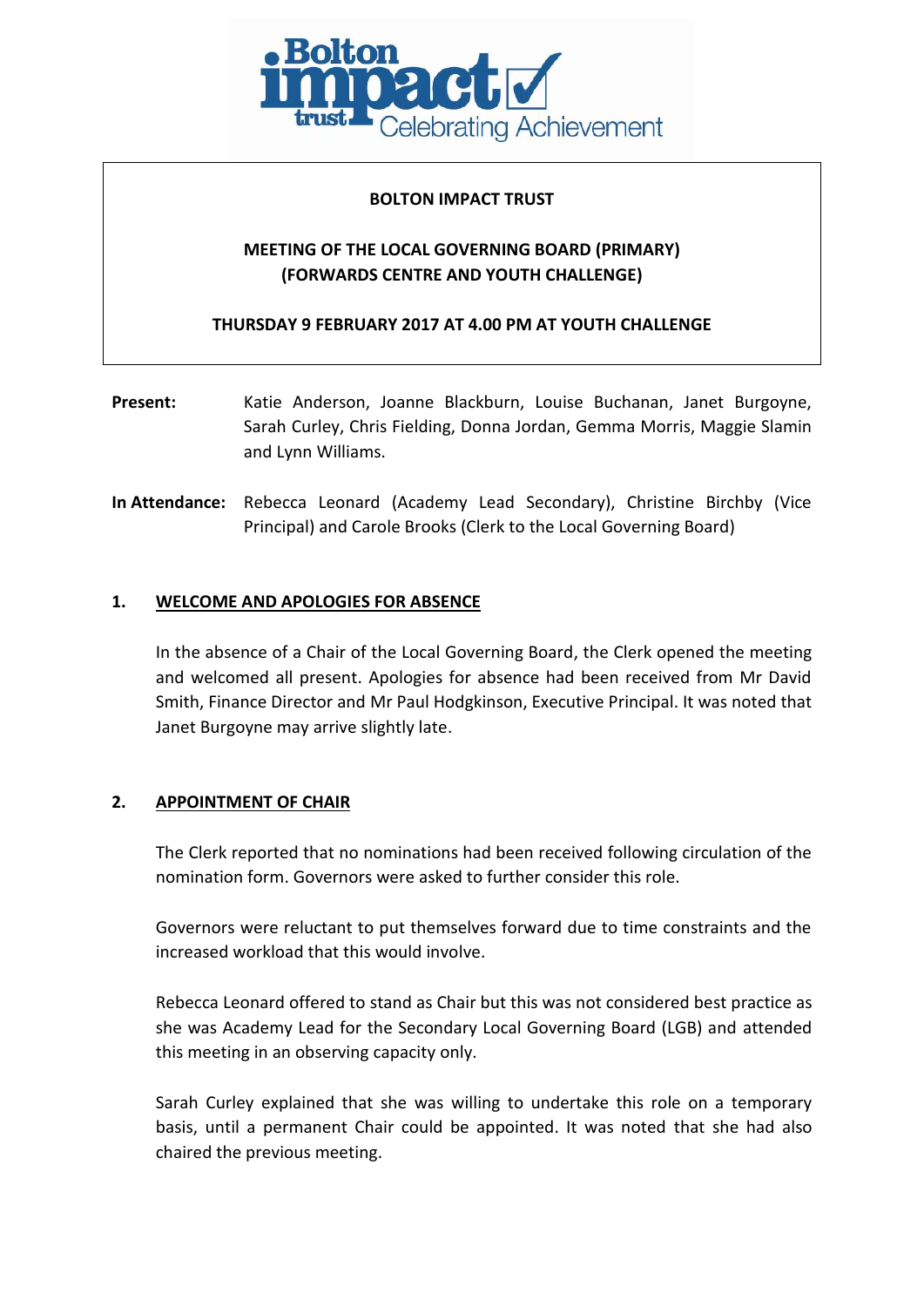**BOLTON IMPACT TRUST**

**MEETING OF THE LOCAL GOVERNING BOARD (PRIMARY) (FORWARDS CENTRE AND YOUTH CHALLENGE)**

**THURSDAY 9 FEBRUARY 2017 AT 4.00 PM AT YOUTH CHALLENGE**

**Present:** Katie Anderson, Joanne Blackburn, Louise Buchanan, Janet Burgoyne, Sarah Curley, Chris Fielding, Donna Jordan, Gemma Morris, Maggie Slamin and Lynn Williams.

**In Attendance:** Rebecca Leonard (Academy Lead Secondary), Christine Birchby (Vice Principal) and Carole Brooks (Clerk to the Local Governing Board)

## 1. WELCOME AND APOLOGIES FOR ABSENCE

In the absence of a Chair of the Local Governing Board, the Clerk opened the meeting and welcomed all present. Apologies for absence had been received from Mr David Smith, Finance Director and Mr Paul Hodgkinson, Executive Principal. It was noted that Janet Burgoyne may arrive slightly late.

## 2. APPOINTMENT OF CHAIR

The Clerk reported that no nominations had been received following circulation of the nomination form. Governors were asked to further consider this role.

Governors were reluctant to put themselves forward due to time constraints and the increased workload that this would involve.

Rebecca Leonard offered to stand as Chair but this was not considered best practice as she was Academy Lead for the Secondary Local Governing Board (LGB) and attended this meeting in an observing capacity only.

Sarah Curley explained that she was willing to undertake this role on a temporary basis, until a permanent Chair could be appointed. It was noted that she had also chaired the previous meeting.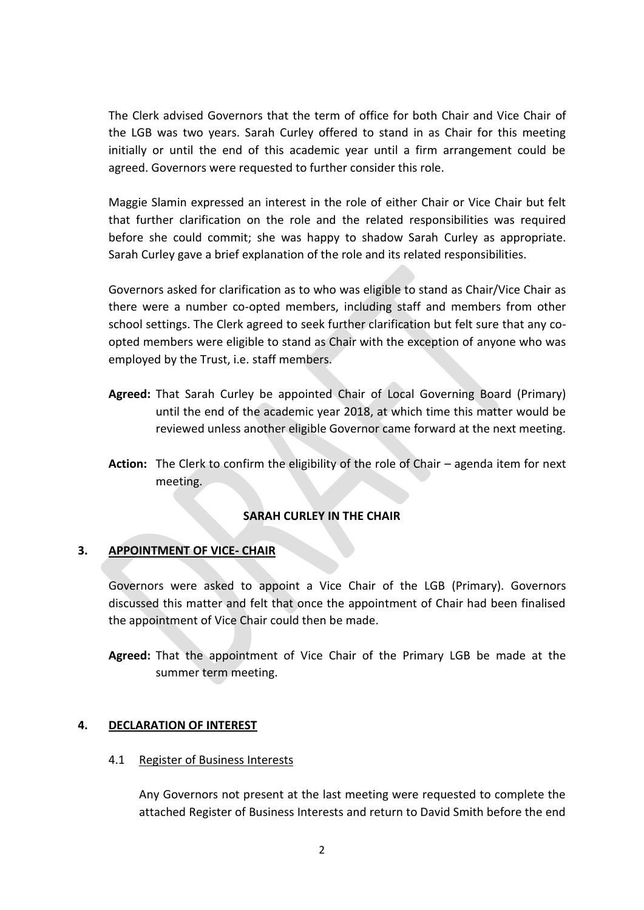The Clerk advised Governors that the term of office for both Chair and Vice Chair of the LGB was two years. Sarah Curley offered to stand in as Chair for this meeting initially or until the end of this academic year until a firm arrangement could be agreed. Governors were requested to further consider this role.

Maggie Slamin expressed an interest in the role of either Chair or Vice Chair but felt that further clarification on the role and the related responsibilities was required before she could commit; she was happy to shadow Sarah Curley as appropriate. Sarah Curley gave a brief explanation of the role and its related responsibilities.

Governors asked for clarification as to who was eligible to stand as Chair/Vice Chair as there were a number co-opted members, including staff and members from other school settings. The Clerk agreed to seek further clarification but felt sure that any co-opted members were eligible to stand as Chair with the exception of anyone who was employed by the Trust, i.e. staff members.

**Agreed:** That Sarah Curley be appointed Chair of Local Governing Board (Primary) until the end of the academic year 2018, at which time this matter would be reviewed unless another eligible Governor came forward at the next meeting.

**Action:** The Clerk to confirm the eligibility of the role of Chair – agenda item for next meeting.

**SARAH CURLEY IN THE CHAIR**

## 3. APPOINTMENT OF VICE- CHAIR

Governors were asked to appoint a Vice Chair of the LGB (Primary). Governors discussed this matter and felt that once the appointment of Chair had been finalised the appointment of Vice Chair could then be made.

**Agreed:** That the appointment of Vice Chair of the Primary LGB be made at the summer term meeting.

## 4. DECLARATION OF INTEREST

### 4.1 Register of Business Interests

Any Governors not present at the last meeting were requested to complete the attached Register of Business Interests and return to David Smith before the end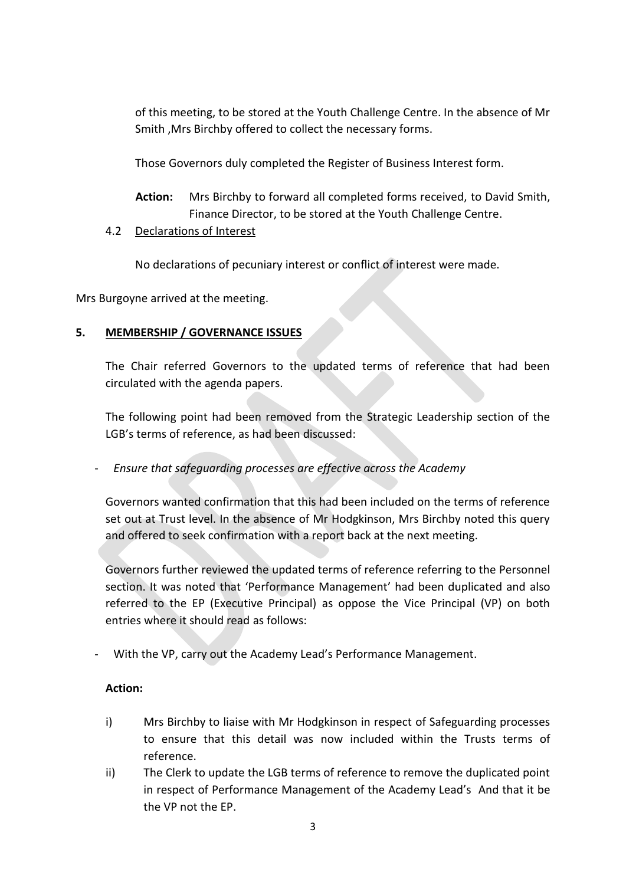of this meeting, to be stored at the Youth Challenge Centre. In the absence of Mr Smith ,Mrs Birchby offered to collect the necessary forms.

Those Governors duly completed the Register of Business Interest form.

**Action:** Mrs Birchby to forward all completed forms received, to David Smith, Finance Director, to be stored at the Youth Challenge Centre.

4.2 Declarations of Interest

No declarations of pecuniary interest or conflict of interest were made.

Mrs Burgoyne arrived at the meeting.

**5. MEMBERSHIP / GOVERNANCE ISSUES**

The Chair referred Governors to the updated terms of reference that had been circulated with the agenda papers.

The following point had been removed from the Strategic Leadership section of the LGB's terms of reference, as had been discussed:

- *Ensure that safeguarding processes are effective across the Academy*

Governors wanted confirmation that this had been included on the terms of reference set out at Trust level. In the absence of Mr Hodgkinson, Mrs Birchby noted this query and offered to seek confirmation with a report back at the next meeting.

Governors further reviewed the updated terms of reference referring to the Personnel section. It was noted that 'Performance Management' had been duplicated and also referred to the EP (Executive Principal) as oppose the Vice Principal (VP) on both entries where it should read as follows:

- With the VP, carry out the Academy Lead's Performance Management.

**Action:**

i) Mrs Birchby to liaise with Mr Hodgkinson in respect of Safeguarding processes to ensure that this detail was now included within the Trusts terms of reference.

ii) The Clerk to update the LGB terms of reference to remove the duplicated point in respect of Performance Management of the Academy Lead's And that it be the VP not the EP.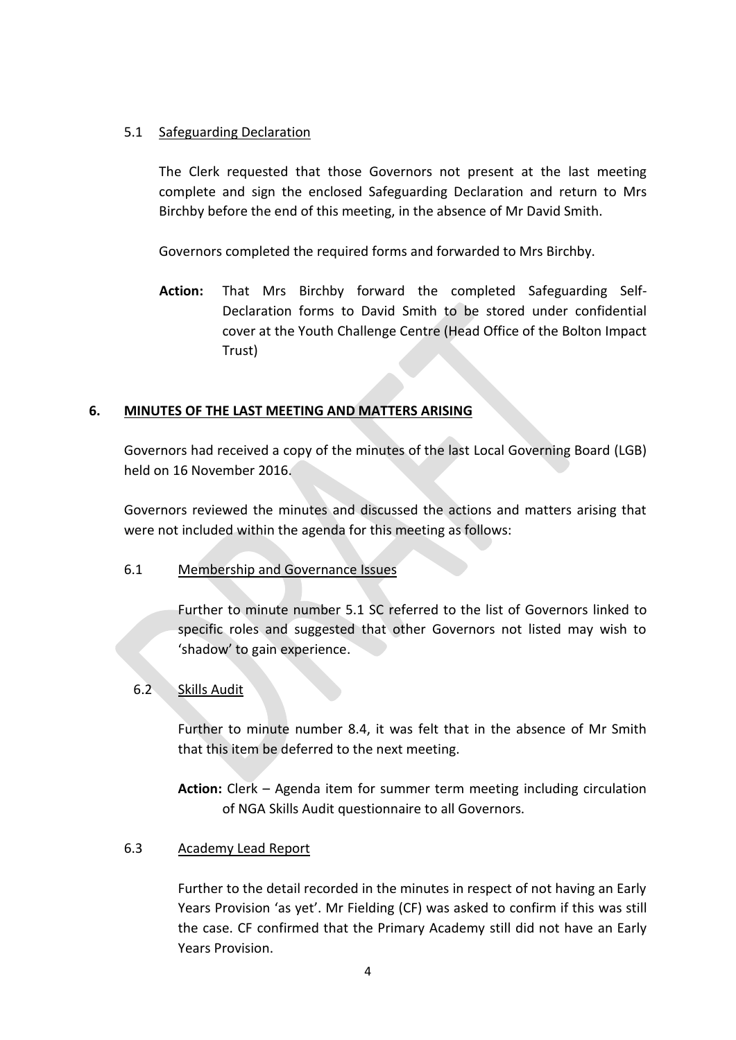### 5.1 Safeguarding Declaration

The Clerk requested that those Governors not present at the last meeting complete and sign the enclosed Safeguarding Declaration and return to Mrs Birchby before the end of this meeting, in the absence of Mr David Smith.

Governors completed the required forms and forwarded to Mrs Birchby.

**Action:** That Mrs Birchby forward the completed Safeguarding Self-Declaration forms to David Smith to be stored under confidential cover at the Youth Challenge Centre (Head Office of the Bolton Impact Trust)

## 6. MINUTES OF THE LAST MEETING AND MATTERS ARISING

Governors had received a copy of the minutes of the last Local Governing Board (LGB) held on 16 November 2016.

Governors reviewed the minutes and discussed the actions and matters arising that were not included within the agenda for this meeting as follows:

### 6.1 Membership and Governance Issues

Further to minute number 5.1 SC referred to the list of Governors linked to specific roles and suggested that other Governors not listed may wish to 'shadow' to gain experience.

### 6.2 Skills Audit

Further to minute number 8.4, it was felt that in the absence of Mr Smith that this item be deferred to the next meeting.

**Action:** Clerk – Agenda item for summer term meeting including circulation of NGA Skills Audit questionnaire to all Governors.

### 6.3 Academy Lead Report

Further to the detail recorded in the minutes in respect of not having an Early Years Provision 'as yet'. Mr Fielding (CF) was asked to confirm if this was still the case. CF confirmed that the Primary Academy still did not have an Early Years Provision.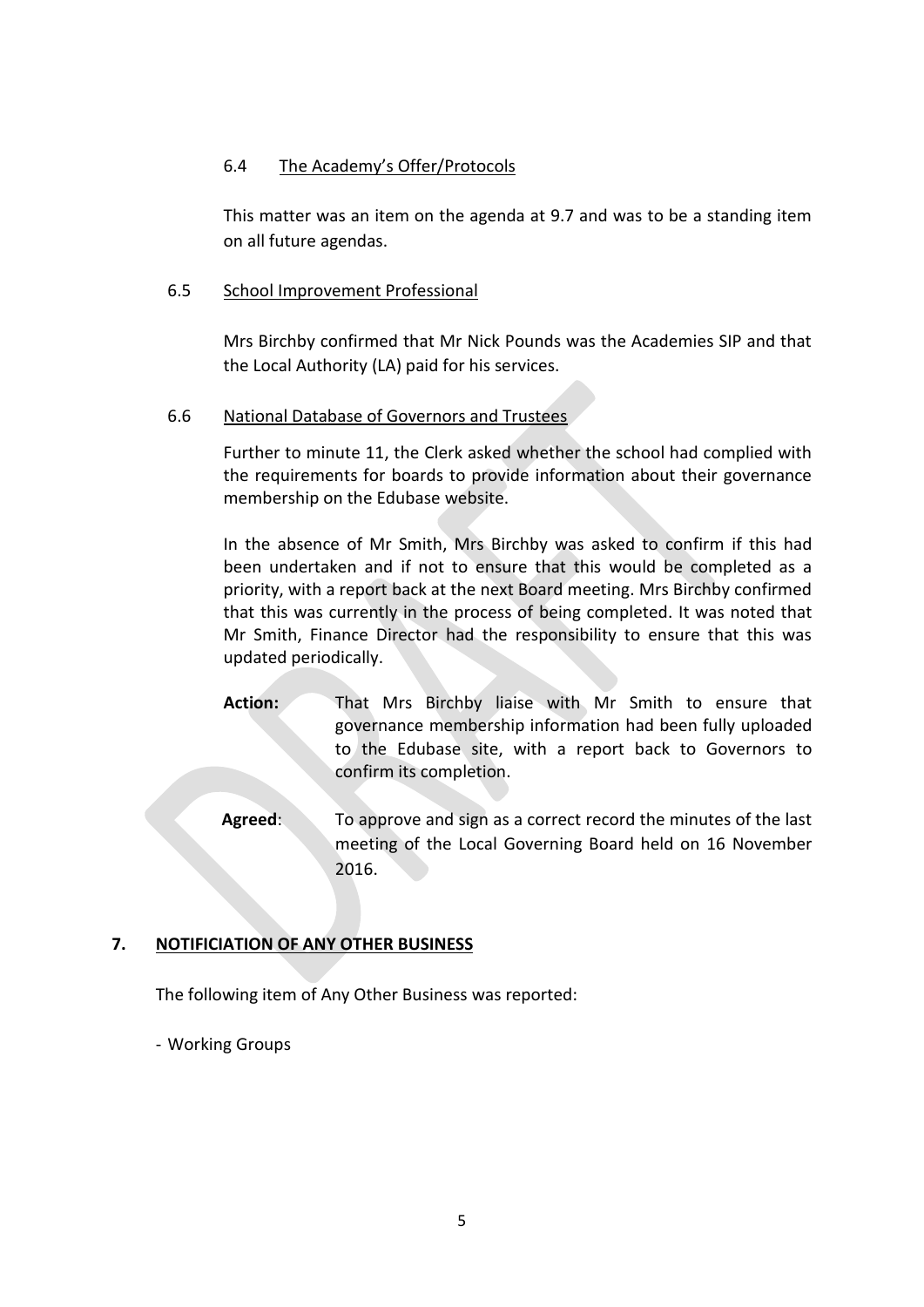6.4 The Academy's Offer/Protocols

This matter was an item on the agenda at 9.7 and was to be a standing item on all future agendas.

6.5 School Improvement Professional

Mrs Birchby confirmed that Mr Nick Pounds was the Academies SIP and that the Local Authority (LA) paid for his services.

6.6 National Database of Governors and Trustees

Further to minute 11, the Clerk asked whether the school had complied with the requirements for boards to provide information about their governance membership on the Edubase website.

In the absence of Mr Smith, Mrs Birchby was asked to confirm if this had been undertaken and if not to ensure that this would be completed as a priority, with a report back at the next Board meeting. Mrs Birchby confirmed that this was currently in the process of being completed. It was noted that Mr Smith, Finance Director had the responsibility to ensure that this was updated periodically.

**Action:** That Mrs Birchby liaise with Mr Smith to ensure that governance membership information had been fully uploaded to the Edubase site, with a report back to Governors to confirm its completion.

**Agreed**: To approve and sign as a correct record the minutes of the last meeting of the Local Governing Board held on 16 November 2016.

## 7. NOTIFICIATION OF ANY OTHER BUSINESS

The following item of Any Other Business was reported:

- Working Groups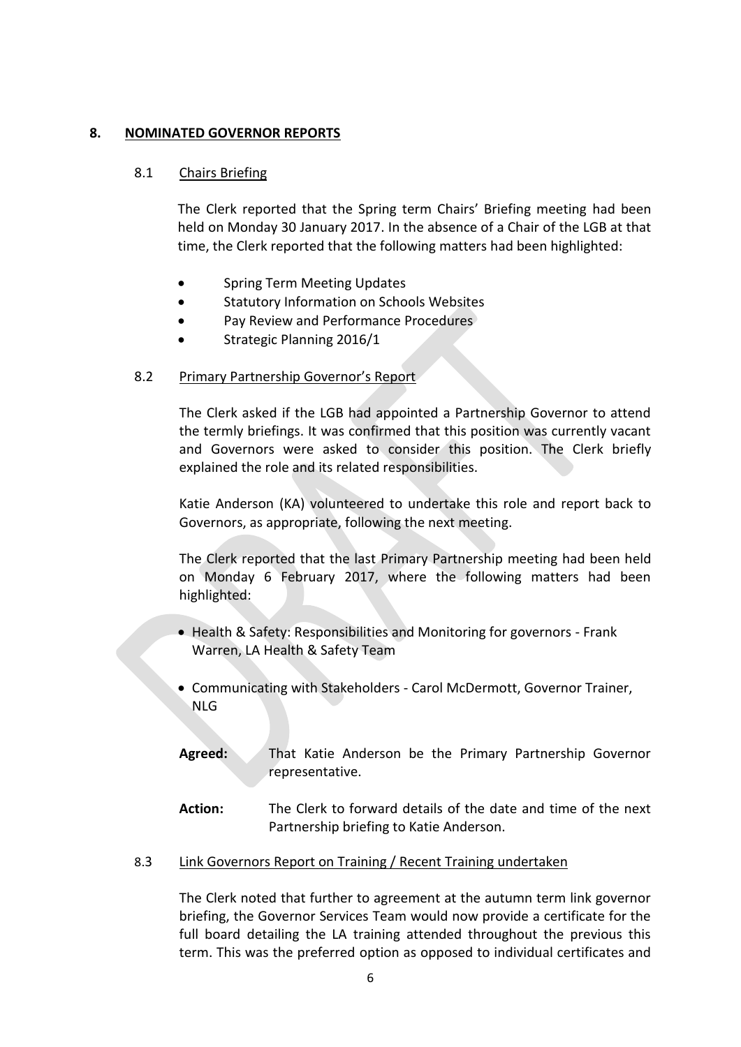## 8. NOMINATED GOVERNOR REPORTS

### 8.1 Chairs Briefing

The Clerk reported that the Spring term Chairs' Briefing meeting had been held on Monday 30 January 2017. In the absence of a Chair of the LGB at that time, the Clerk reported that the following matters had been highlighted:

- Spring Term Meeting Updates
- Statutory Information on Schools Websites
- Pay Review and Performance Procedures
- Strategic Planning 2016/1

### 8.2 Primary Partnership Governor's Report

The Clerk asked if the LGB had appointed a Partnership Governor to attend the termly briefings. It was confirmed that this position was currently vacant and Governors were asked to consider this position. The Clerk briefly explained the role and its related responsibilities.

Katie Anderson (KA) volunteered to undertake this role and report back to Governors, as appropriate, following the next meeting.

The Clerk reported that the last Primary Partnership meeting had been held on Monday 6 February 2017, where the following matters had been highlighted:

- Health & Safety: Responsibilities and Monitoring for governors - Frank Warren, LA Health & Safety Team
- Communicating with Stakeholders - Carol McDermott, Governor Trainer, NLG

**Agreed:** That Katie Anderson be the Primary Partnership Governor representative.

**Action:** The Clerk to forward details of the date and time of the next Partnership briefing to Katie Anderson.

### 8.3 Link Governors Report on Training / Recent Training undertaken

The Clerk noted that further to agreement at the autumn term link governor briefing, the Governor Services Team would now provide a certificate for the full board detailing the LA training attended throughout the previous this term. This was the preferred option as opposed to individual certificates and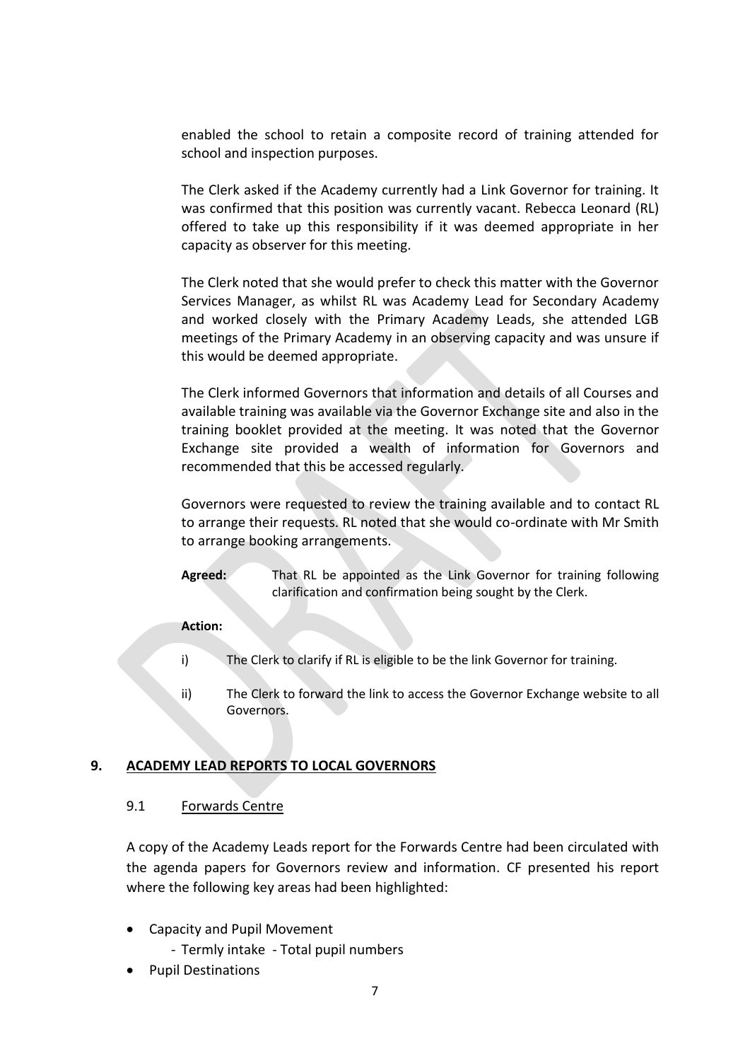enabled the school to retain a composite record of training attended for school and inspection purposes.

The Clerk asked if the Academy currently had a Link Governor for training. It was confirmed that this position was currently vacant. Rebecca Leonard (RL) offered to take up this responsibility if it was deemed appropriate in her capacity as observer for this meeting.

The Clerk noted that she would prefer to check this matter with the Governor Services Manager, as whilst RL was Academy Lead for Secondary Academy and worked closely with the Primary Academy Leads, she attended LGB meetings of the Primary Academy in an observing capacity and was unsure if this would be deemed appropriate.

The Clerk informed Governors that information and details of all Courses and available training was available via the Governor Exchange site and also in the training booklet provided at the meeting. It was noted that the Governor Exchange site provided a wealth of information for Governors and recommended that this be accessed regularly.

Governors were requested to review the training available and to contact RL to arrange their requests. RL noted that she would co-ordinate with Mr Smith to arrange booking arrangements.

**Agreed:** That RL be appointed as the Link Governor for training following clarification and confirmation being sought by the Clerk.

**Action:**

i) The Clerk to clarify if RL is eligible to be the link Governor for training.

ii) The Clerk to forward the link to access the Governor Exchange website to all Governors.

## 9. ACADEMY LEAD REPORTS TO LOCAL GOVERNORS

### 9.1 Forwards Centre

A copy of the Academy Leads report for the Forwards Centre had been circulated with the agenda papers for Governors review and information. CF presented his report where the following key areas had been highlighted:

- Capacity and Pupil Movement
  - Termly intake - Total pupil numbers
- Pupil Destinations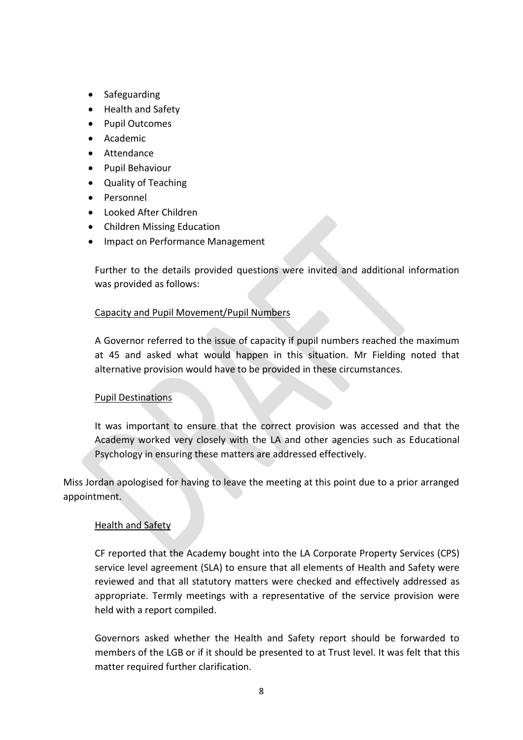- Safeguarding
- Health and Safety
- Pupil Outcomes
- Academic
- Attendance
- Pupil Behaviour
- Quality of Teaching
- Personnel
- Looked After Children
- Children Missing Education
- Impact on Performance Management

Further to the details provided questions were invited and additional information was provided as follows:

Capacity and Pupil Movement/Pupil Numbers

A Governor referred to the issue of capacity if pupil numbers reached the maximum at 45 and asked what would happen in this situation. Mr Fielding noted that alternative provision would have to be provided in these circumstances.

Pupil Destinations

It was important to ensure that the correct provision was accessed and that the Academy worked very closely with the LA and other agencies such as Educational Psychology in ensuring these matters are addressed effectively.

Miss Jordan apologised for having to leave the meeting at this point due to a prior arranged appointment.

Health and Safety

CF reported that the Academy bought into the LA Corporate Property Services (CPS) service level agreement (SLA) to ensure that all elements of Health and Safety were reviewed and that all statutory matters were checked and effectively addressed as appropriate. Termly meetings with a representative of the service provision were held with a report compiled.

Governors asked whether the Health and Safety report should be forwarded to members of the LGB or if it should be presented to at Trust level. It was felt that this matter required further clarification.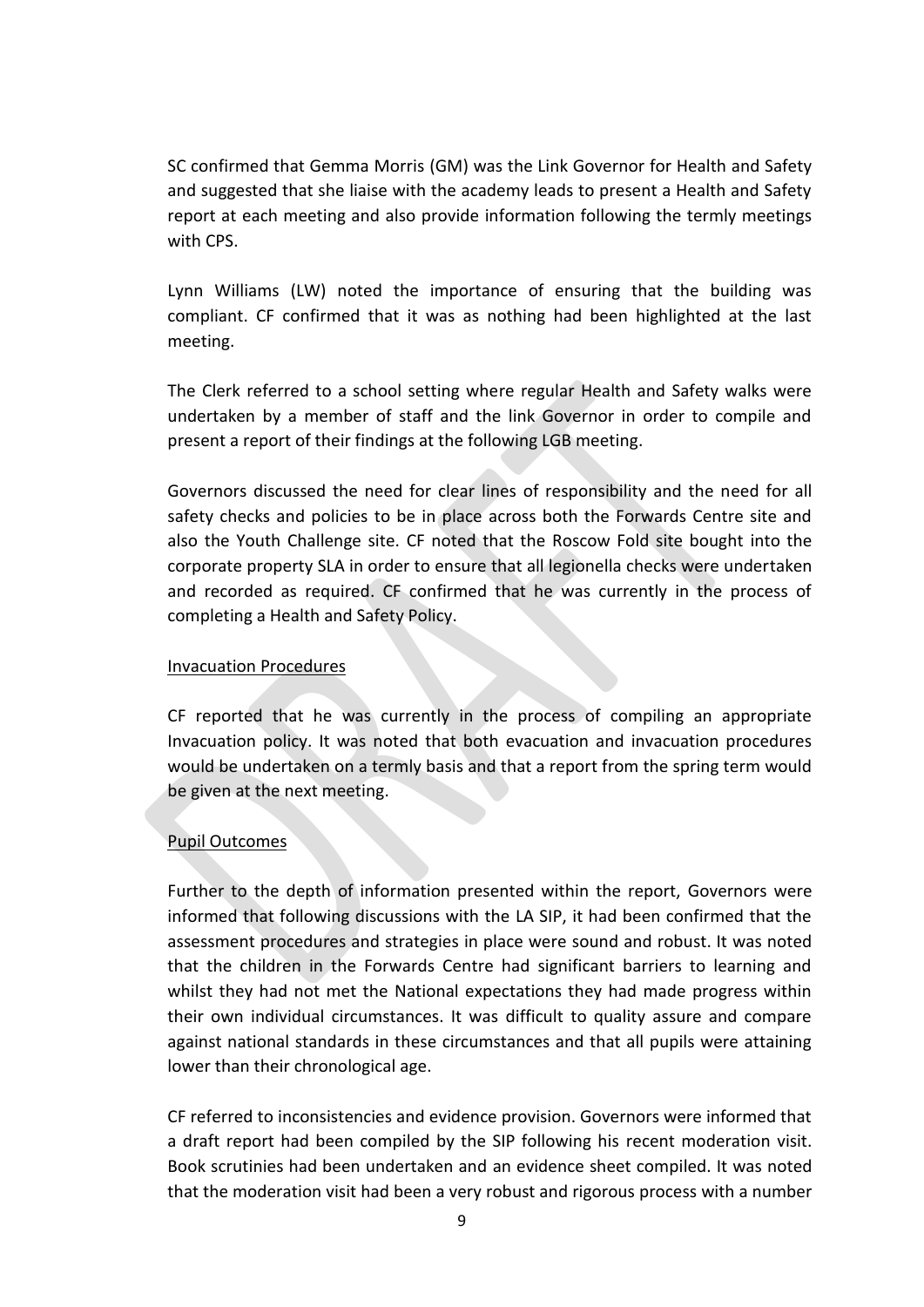SC confirmed that Gemma Morris (GM) was the Link Governor for Health and Safety and suggested that she liaise with the academy leads to present a Health and Safety report at each meeting and also provide information following the termly meetings with CPS.

Lynn Williams (LW) noted the importance of ensuring that the building was compliant. CF confirmed that it was as nothing had been highlighted at the last meeting.

The Clerk referred to a school setting where regular Health and Safety walks were undertaken by a member of staff and the link Governor in order to compile and present a report of their findings at the following LGB meeting.

Governors discussed the need for clear lines of responsibility and the need for all safety checks and policies to be in place across both the Forwards Centre site and also the Youth Challenge site. CF noted that the Roscow Fold site bought into the corporate property SLA in order to ensure that all legionella checks were undertaken and recorded as required. CF confirmed that he was currently in the process of completing a Health and Safety Policy.

<u>Invacuation Procedures</u>

CF reported that he was currently in the process of compiling an appropriate Invacuation policy. It was noted that both evacuation and invacuation procedures would be undertaken on a termly basis and that a report from the spring term would be given at the next meeting.

<u>Pupil Outcomes</u>

Further to the depth of information presented within the report, Governors were informed that following discussions with the LA SIP, it had been confirmed that the assessment procedures and strategies in place were sound and robust. It was noted that the children in the Forwards Centre had significant barriers to learning and whilst they had not met the National expectations they had made progress within their own individual circumstances. It was difficult to quality assure and compare against national standards in these circumstances and that all pupils were attaining lower than their chronological age.

CF referred to inconsistencies and evidence provision. Governors were informed that a draft report had been compiled by the SIP following his recent moderation visit. Book scrutinies had been undertaken and an evidence sheet compiled. It was noted that the moderation visit had been a very robust and rigorous process with a number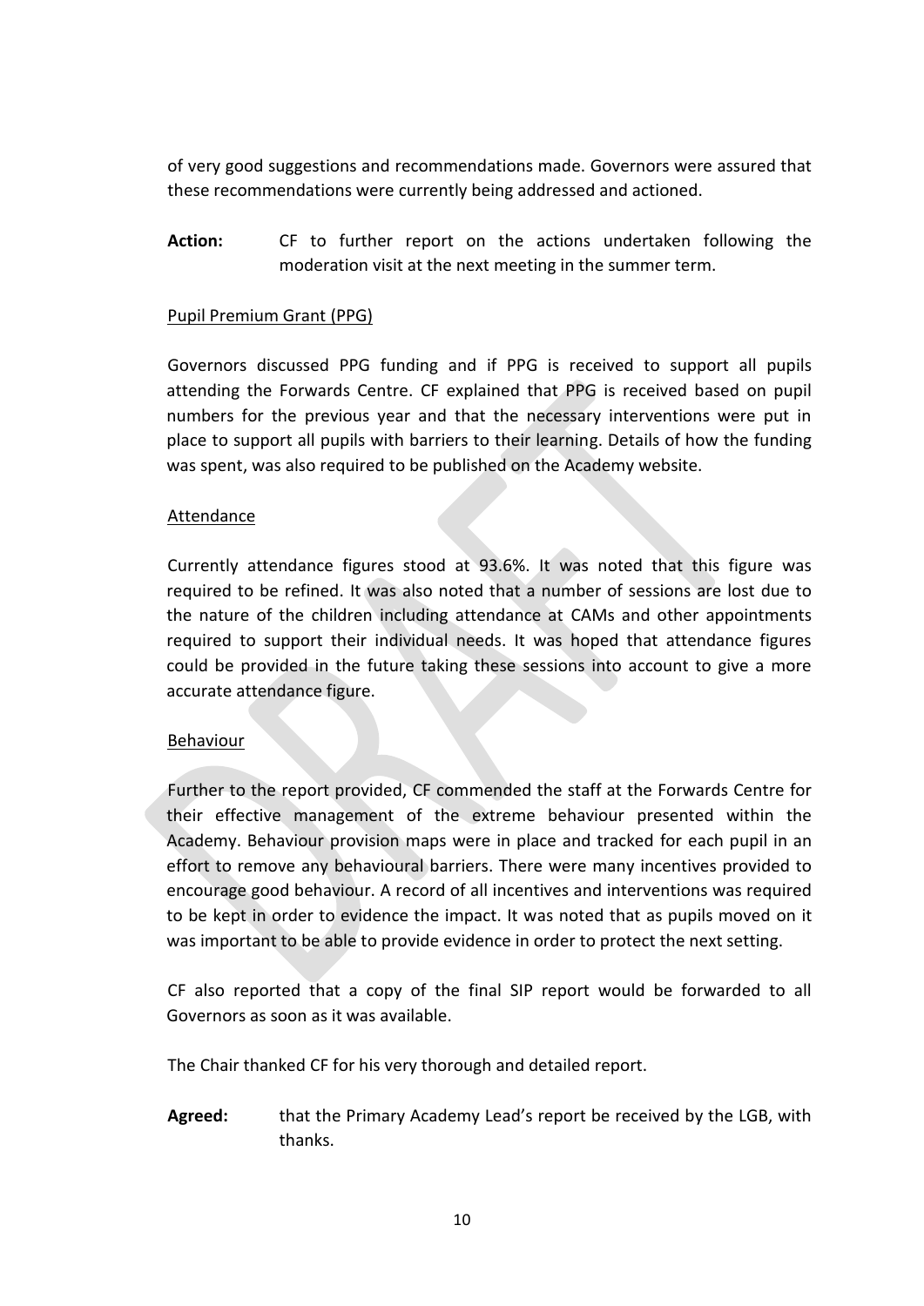of very good suggestions and recommendations made. Governors were assured that these recommendations were currently being addressed and actioned.

**Action:** CF to further report on the actions undertaken following the moderation visit at the next meeting in the summer term.

Pupil Premium Grant (PPG)

Governors discussed PPG funding and if PPG is received to support all pupils attending the Forwards Centre. CF explained that PPG is received based on pupil numbers for the previous year and that the necessary interventions were put in place to support all pupils with barriers to their learning. Details of how the funding was spent, was also required to be published on the Academy website.

Attendance

Currently attendance figures stood at 93.6%. It was noted that this figure was required to be refined. It was also noted that a number of sessions are lost due to the nature of the children including attendance at CAMs and other appointments required to support their individual needs. It was hoped that attendance figures could be provided in the future taking these sessions into account to give a more accurate attendance figure.

Behaviour

Further to the report provided, CF commended the staff at the Forwards Centre for their effective management of the extreme behaviour presented within the Academy. Behaviour provision maps were in place and tracked for each pupil in an effort to remove any behavioural barriers. There were many incentives provided to encourage good behaviour. A record of all incentives and interventions was required to be kept in order to evidence the impact. It was noted that as pupils moved on it was important to be able to provide evidence in order to protect the next setting.

CF also reported that a copy of the final SIP report would be forwarded to all Governors as soon as it was available.

The Chair thanked CF for his very thorough and detailed report.

**Agreed:** that the Primary Academy Lead's report be received by the LGB, with thanks.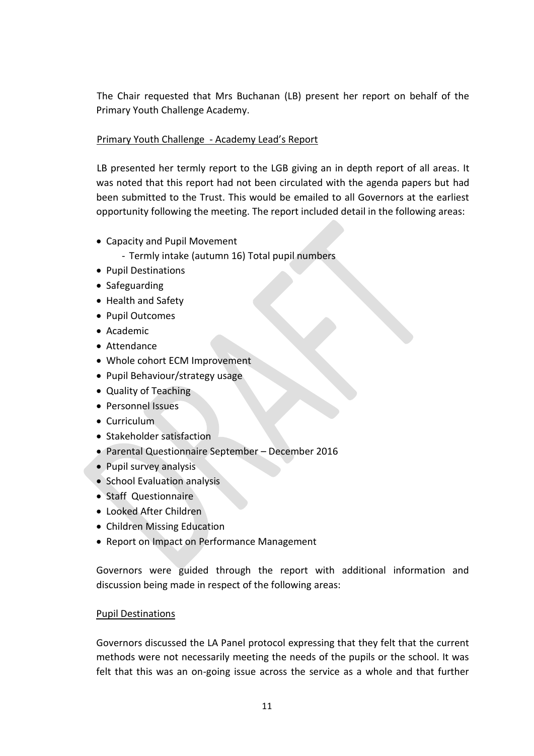The Chair requested that Mrs Buchanan (LB) present her report on behalf of the Primary Youth Challenge Academy.

Primary Youth Challenge - Academy Lead's Report

LB presented her termly report to the LGB giving an in depth report of all areas. It was noted that this report had not been circulated with the agenda papers but had been submitted to the Trust. This would be emailed to all Governors at the earliest opportunity following the meeting. The report included detail in the following areas:

- Capacity and Pupil Movement
  - Termly intake (autumn 16) Total pupil numbers
- Pupil Destinations
- Safeguarding
- Health and Safety
- Pupil Outcomes
- Academic
- Attendance
- Whole cohort ECM Improvement
- Pupil Behaviour/strategy usage
- Quality of Teaching
- Personnel Issues
- Curriculum
- Stakeholder satisfaction
- Parental Questionnaire September – December 2016
- Pupil survey analysis
- School Evaluation analysis
- Staff Questionnaire
- Looked After Children
- Children Missing Education
- Report on Impact on Performance Management

Governors were guided through the report with additional information and discussion being made in respect of the following areas:

Pupil Destinations

Governors discussed the LA Panel protocol expressing that they felt that the current methods were not necessarily meeting the needs of the pupils or the school. It was felt that this was an on-going issue across the service as a whole and that further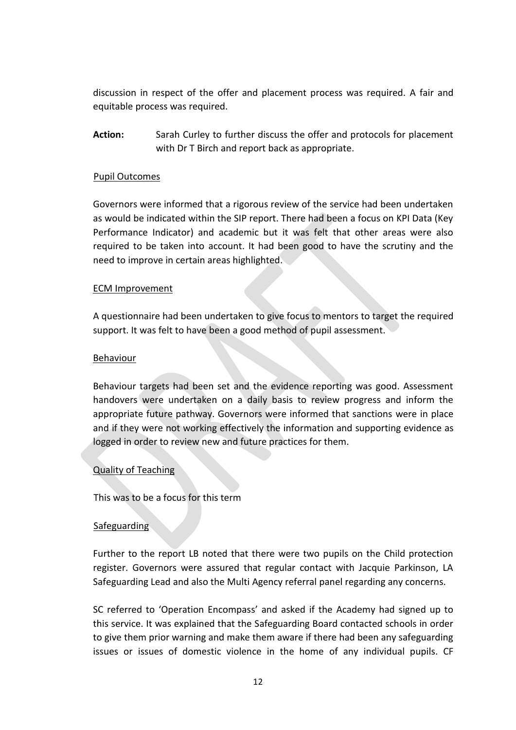discussion in respect of the offer and placement process was required. A fair and equitable process was required.

**Action:** Sarah Curley to further discuss the offer and protocols for placement with Dr T Birch and report back as appropriate.

Pupil Outcomes

Governors were informed that a rigorous review of the service had been undertaken as would be indicated within the SIP report. There had been a focus on KPI Data (Key Performance Indicator) and academic but it was felt that other areas were also required to be taken into account. It had been good to have the scrutiny and the need to improve in certain areas highlighted.

ECM Improvement

A questionnaire had been undertaken to give focus to mentors to target the required support. It was felt to have been a good method of pupil assessment.

Behaviour

Behaviour targets had been set and the evidence reporting was good. Assessment handovers were undertaken on a daily basis to review progress and inform the appropriate future pathway. Governors were informed that sanctions were in place and if they were not working effectively the information and supporting evidence as logged in order to review new and future practices for them.

Quality of Teaching

This was to be a focus for this term

Safeguarding

Further to the report LB noted that there were two pupils on the Child protection register. Governors were assured that regular contact with Jacquie Parkinson, LA Safeguarding Lead and also the Multi Agency referral panel regarding any concerns.

SC referred to 'Operation Encompass' and asked if the Academy had signed up to this service. It was explained that the Safeguarding Board contacted schools in order to give them prior warning and make them aware if there had been any safeguarding issues or issues of domestic violence in the home of any individual pupils. CF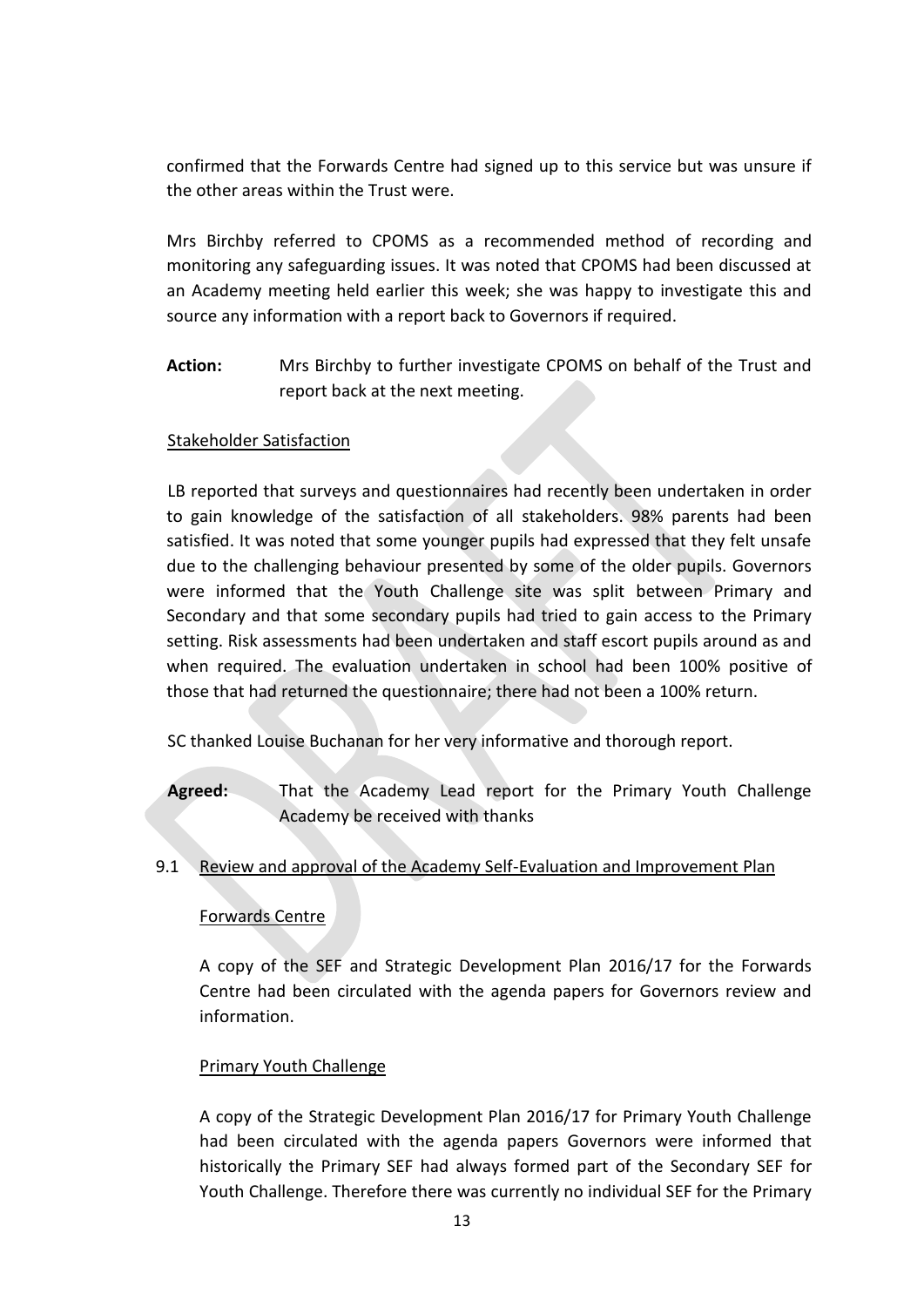confirmed that the Forwards Centre had signed up to this service but was unsure if the other areas within the Trust were.

Mrs Birchby referred to CPOMS as a recommended method of recording and monitoring any safeguarding issues. It was noted that CPOMS had been discussed at an Academy meeting held earlier this week; she was happy to investigate this and source any information with a report back to Governors if required.

**Action:** Mrs Birchby to further investigate CPOMS on behalf of the Trust and report back at the next meeting.

Stakeholder Satisfaction

LB reported that surveys and questionnaires had recently been undertaken in order to gain knowledge of the satisfaction of all stakeholders. 98% parents had been satisfied. It was noted that some younger pupils had expressed that they felt unsafe due to the challenging behaviour presented by some of the older pupils. Governors were informed that the Youth Challenge site was split between Primary and Secondary and that some secondary pupils had tried to gain access to the Primary setting. Risk assessments had been undertaken and staff escort pupils around as and when required. The evaluation undertaken in school had been 100% positive of those that had returned the questionnaire; there had not been a 100% return.

SC thanked Louise Buchanan for her very informative and thorough report.

**Agreed:** That the Academy Lead report for the Primary Youth Challenge Academy be received with thanks

9.1 Review and approval of the Academy Self-Evaluation and Improvement Plan

Forwards Centre

A copy of the SEF and Strategic Development Plan 2016/17 for the Forwards Centre had been circulated with the agenda papers for Governors review and information.

Primary Youth Challenge

A copy of the Strategic Development Plan 2016/17 for Primary Youth Challenge had been circulated with the agenda papers Governors were informed that historically the Primary SEF had always formed part of the Secondary SEF for Youth Challenge. Therefore there was currently no individual SEF for the Primary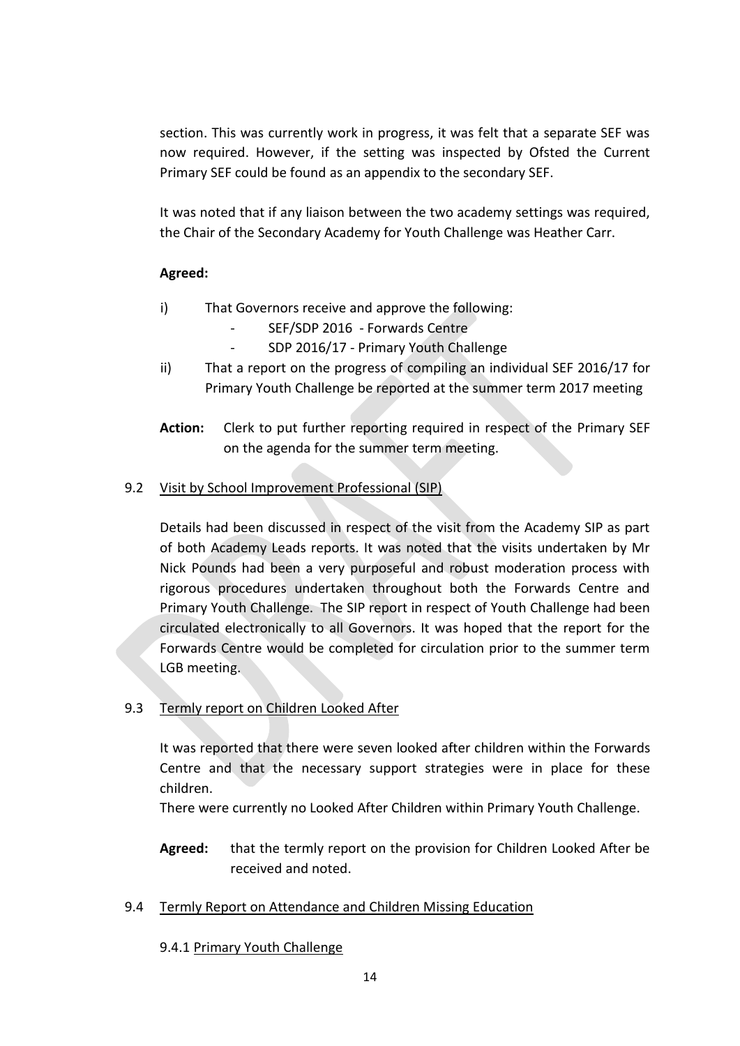section. This was currently work in progress, it was felt that a separate SEF was now required. However, if the setting was inspected by Ofsted the Current Primary SEF could be found as an appendix to the secondary SEF.

It was noted that if any liaison between the two academy settings was required, the Chair of the Secondary Academy for Youth Challenge was Heather Carr.

**Agreed:**

i) That Governors receive and approve the following:
   - SEF/SDP 2016 - Forwards Centre
   - SDP 2016/17 - Primary Youth Challenge

ii) That a report on the progress of compiling an individual SEF 2016/17 for Primary Youth Challenge be reported at the summer term 2017 meeting

**Action:** Clerk to put further reporting required in respect of the Primary SEF on the agenda for the summer term meeting.

9.2 <u>Visit by School Improvement Professional (SIP)</u>

Details had been discussed in respect of the visit from the Academy SIP as part of both Academy Leads reports. It was noted that the visits undertaken by Mr Nick Pounds had been a very purposeful and robust moderation process with rigorous procedures undertaken throughout both the Forwards Centre and Primary Youth Challenge. The SIP report in respect of Youth Challenge had been circulated electronically to all Governors. It was hoped that the report for the Forwards Centre would be completed for circulation prior to the summer term LGB meeting.

9.3 <u>Termly report on Children Looked After</u>

It was reported that there were seven looked after children within the Forwards Centre and that the necessary support strategies were in place for these children.

There were currently no Looked After Children within Primary Youth Challenge.

**Agreed:** that the termly report on the provision for Children Looked After be received and noted.

9.4 <u>Termly Report on Attendance and Children Missing Education</u>

9.4.1 <u>Primary Youth Challenge</u>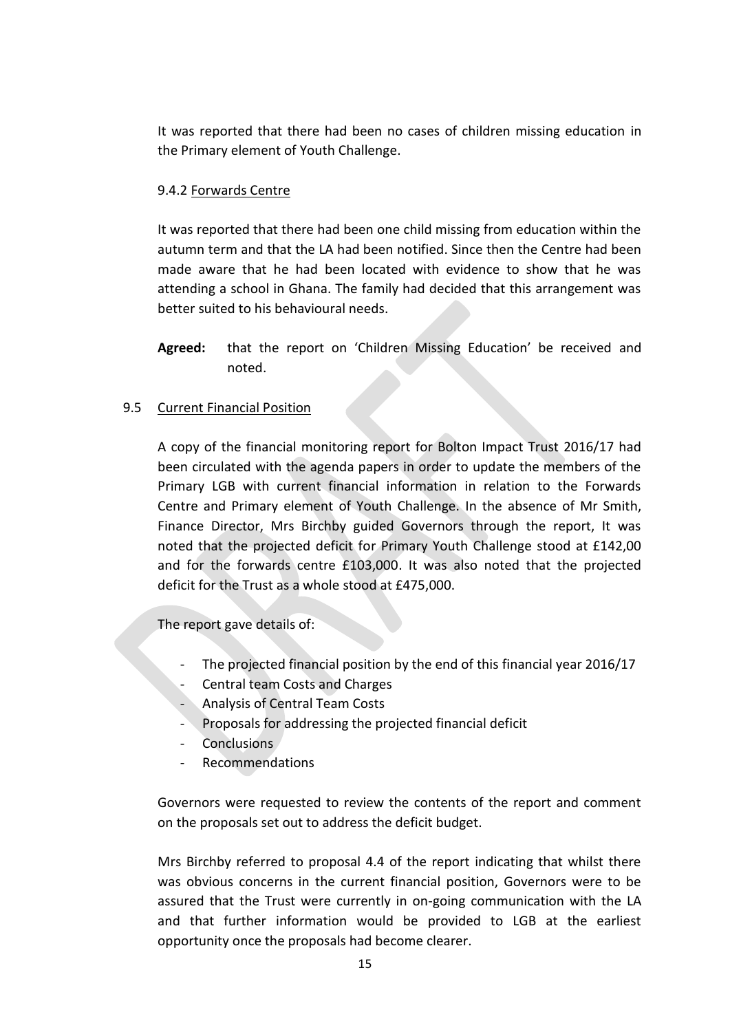It was reported that there had been no cases of children missing education in the Primary element of Youth Challenge.

9.4.2 Forwards Centre

It was reported that there had been one child missing from education within the autumn term and that the LA had been notified. Since then the Centre had been made aware that he had been located with evidence to show that he was attending a school in Ghana. The family had decided that this arrangement was better suited to his behavioural needs.

**Agreed:** that the report on 'Children Missing Education' be received and noted.

9.5 Current Financial Position

A copy of the financial monitoring report for Bolton Impact Trust 2016/17 had been circulated with the agenda papers in order to update the members of the Primary LGB with current financial information in relation to the Forwards Centre and Primary element of Youth Challenge. In the absence of Mr Smith, Finance Director, Mrs Birchby guided Governors through the report, It was noted that the projected deficit for Primary Youth Challenge stood at £142,00 and for the forwards centre £103,000. It was also noted that the projected deficit for the Trust as a whole stood at £475,000.

The report gave details of:

- The projected financial position by the end of this financial year 2016/17
- Central team Costs and Charges
- Analysis of Central Team Costs
- Proposals for addressing the projected financial deficit
- Conclusions
- Recommendations

Governors were requested to review the contents of the report and comment on the proposals set out to address the deficit budget.

Mrs Birchby referred to proposal 4.4 of the report indicating that whilst there was obvious concerns in the current financial position, Governors were to be assured that the Trust were currently in on-going communication with the LA and that further information would be provided to LGB at the earliest opportunity once the proposals had become clearer.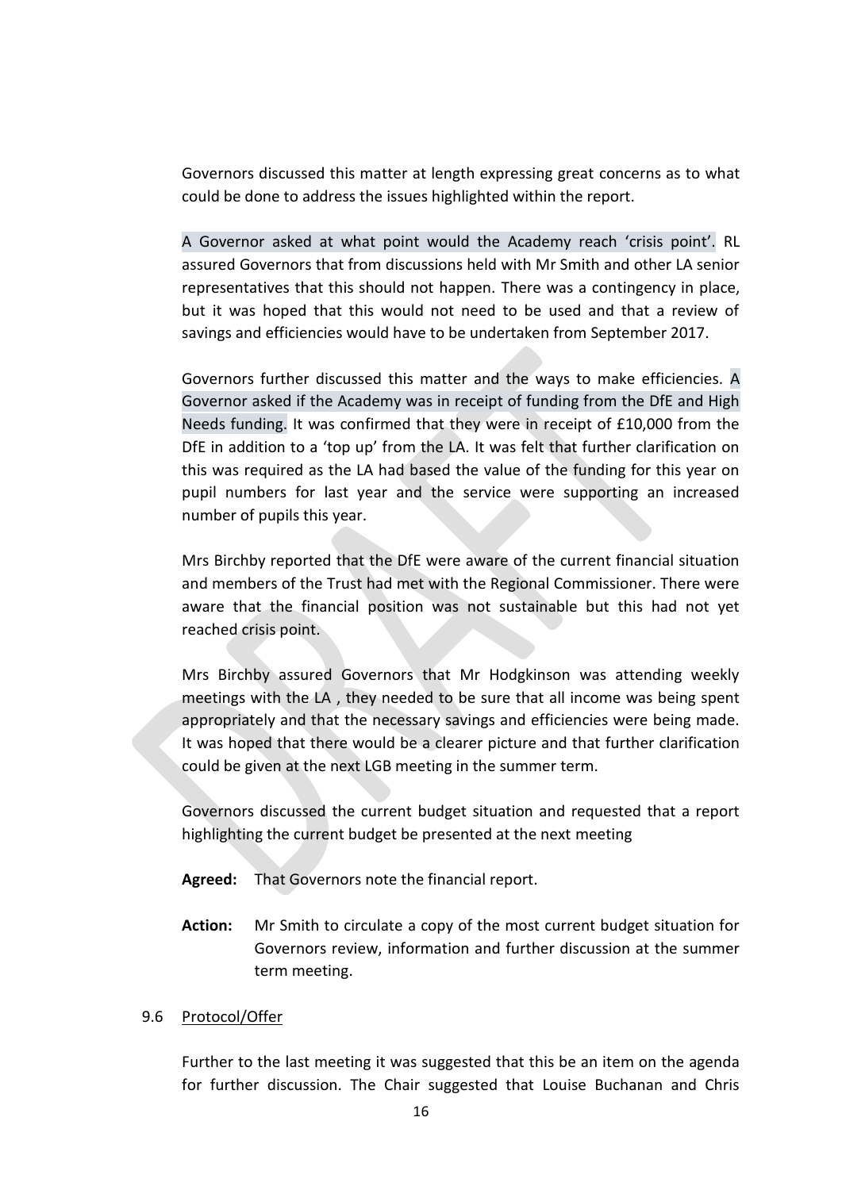Governors discussed this matter at length expressing great concerns as to what could be done to address the issues highlighted within the report.

A Governor asked at what point would the Academy reach 'crisis point'. RL assured Governors that from discussions held with Mr Smith and other LA senior representatives that this should not happen. There was a contingency in place, but it was hoped that this would not need to be used and that a review of savings and efficiencies would have to be undertaken from September 2017.

Governors further discussed this matter and the ways to make efficiencies. A Governor asked if the Academy was in receipt of funding from the DfE and High Needs funding. It was confirmed that they were in receipt of £10,000 from the DfE in addition to a 'top up' from the LA. It was felt that further clarification on this was required as the LA had based the value of the funding for this year on pupil numbers for last year and the service were supporting an increased number of pupils this year.

Mrs Birchby reported that the DfE were aware of the current financial situation and members of the Trust had met with the Regional Commissioner. There were aware that the financial position was not sustainable but this had not yet reached crisis point.

Mrs Birchby assured Governors that Mr Hodgkinson was attending weekly meetings with the LA , they needed to be sure that all income was being spent appropriately and that the necessary savings and efficiencies were being made. It was hoped that there would be a clearer picture and that further clarification could be given at the next LGB meeting in the summer term.

Governors discussed the current budget situation and requested that a report highlighting the current budget be presented at the next meeting

**Agreed:** That Governors note the financial report.

**Action:** Mr Smith to circulate a copy of the most current budget situation for Governors review, information and further discussion at the summer term meeting.

9.6 Protocol/Offer

Further to the last meeting it was suggested that this be an item on the agenda for further discussion. The Chair suggested that Louise Buchanan and Chris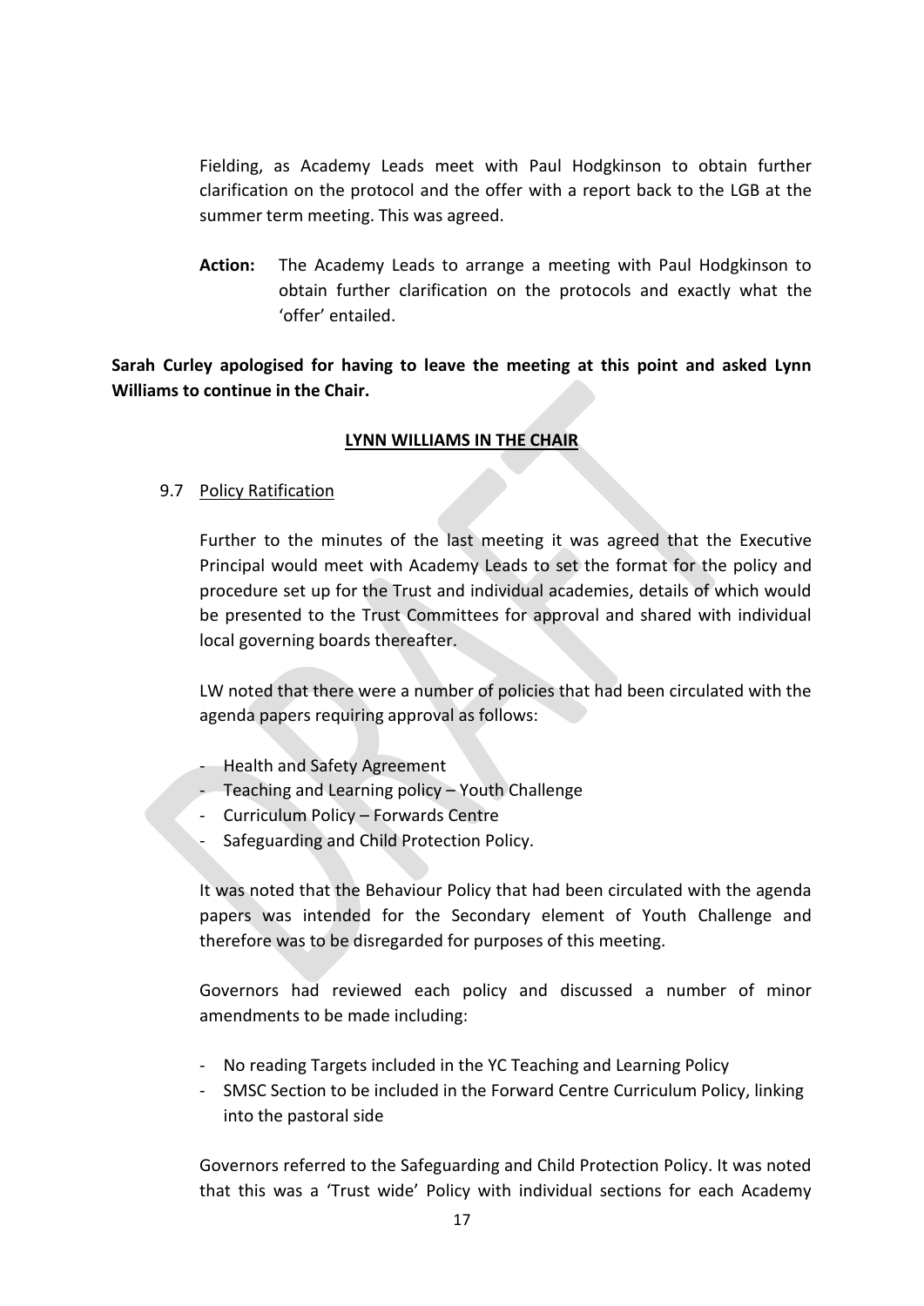Fielding, as Academy Leads meet with Paul Hodgkinson to obtain further clarification on the protocol and the offer with a report back to the LGB at the summer term meeting. This was agreed.

**Action:** The Academy Leads to arrange a meeting with Paul Hodgkinson to obtain further clarification on the protocols and exactly what the 'offer' entailed.

**Sarah Curley apologised for having to leave the meeting at this point and asked Lynn Williams to continue in the Chair.**

**LYNN WILLIAMS IN THE CHAIR**

9.7 Policy Ratification

Further to the minutes of the last meeting it was agreed that the Executive Principal would meet with Academy Leads to set the format for the policy and procedure set up for the Trust and individual academies, details of which would be presented to the Trust Committees for approval and shared with individual local governing boards thereafter.

LW noted that there were a number of policies that had been circulated with the agenda papers requiring approval as follows:

- Health and Safety Agreement
- Teaching and Learning policy – Youth Challenge
- Curriculum Policy – Forwards Centre
- Safeguarding and Child Protection Policy.

It was noted that the Behaviour Policy that had been circulated with the agenda papers was intended for the Secondary element of Youth Challenge and therefore was to be disregarded for purposes of this meeting.

Governors had reviewed each policy and discussed a number of minor amendments to be made including:

- No reading Targets included in the YC Teaching and Learning Policy
- SMSC Section to be included in the Forward Centre Curriculum Policy, linking into the pastoral side

Governors referred to the Safeguarding and Child Protection Policy. It was noted that this was a 'Trust wide' Policy with individual sections for each Academy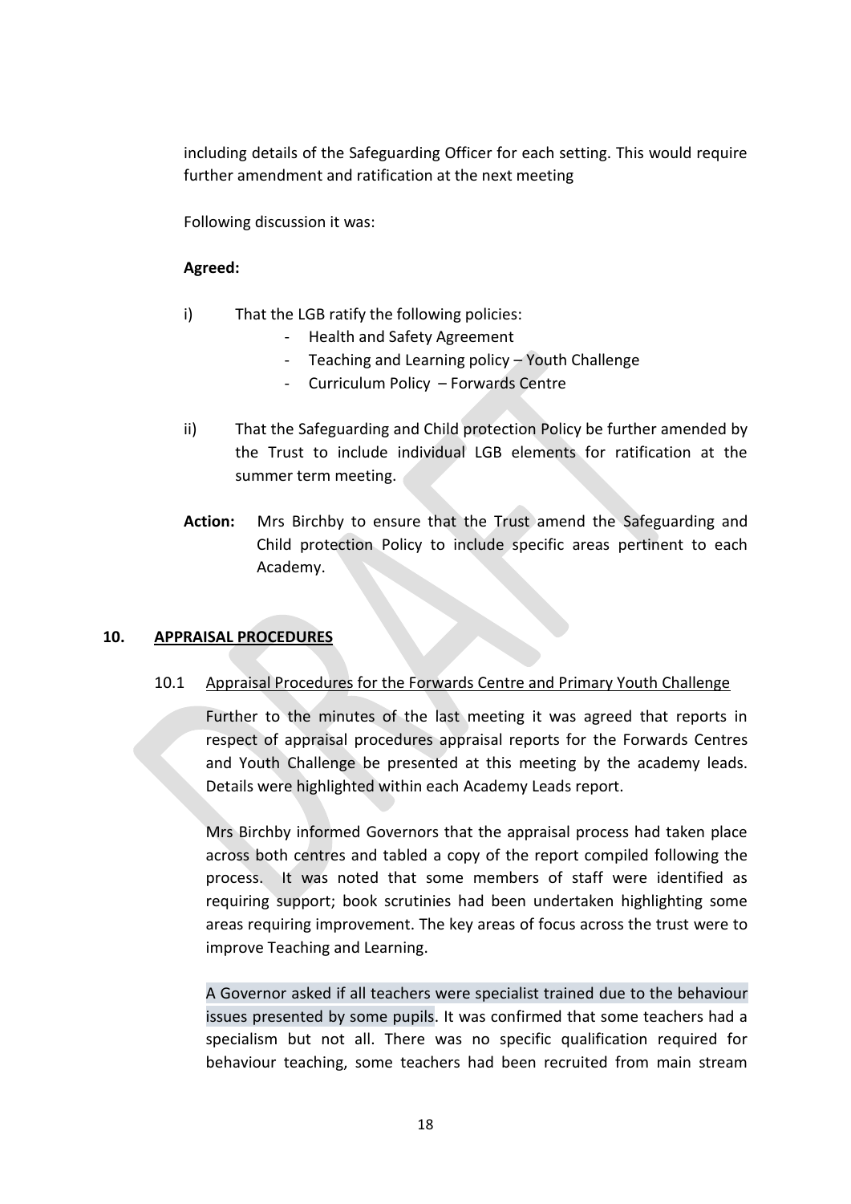including details of the Safeguarding Officer for each setting. This would require further amendment and ratification at the next meeting

Following discussion it was:

**Agreed:**

i) That the LGB ratify the following policies:
   - Health and Safety Agreement
   - Teaching and Learning policy – Youth Challenge
   - Curriculum Policy – Forwards Centre

ii) That the Safeguarding and Child protection Policy be further amended by the Trust to include individual LGB elements for ratification at the summer term meeting.

**Action:** Mrs Birchby to ensure that the Trust amend the Safeguarding and Child protection Policy to include specific areas pertinent to each Academy.

## 10. APPRAISAL PROCEDURES

### 10.1 Appraisal Procedures for the Forwards Centre and Primary Youth Challenge

Further to the minutes of the last meeting it was agreed that reports in respect of appraisal procedures appraisal reports for the Forwards Centres and Youth Challenge be presented at this meeting by the academy leads. Details were highlighted within each Academy Leads report.

Mrs Birchby informed Governors that the appraisal process had taken place across both centres and tabled a copy of the report compiled following the process. It was noted that some members of staff were identified as requiring support; book scrutinies had been undertaken highlighting some areas requiring improvement. The key areas of focus across the trust were to improve Teaching and Learning.

A Governor asked if all teachers were specialist trained due to the behaviour issues presented by some pupils. It was confirmed that some teachers had a specialism but not all. There was no specific qualification required for behaviour teaching, some teachers had been recruited from main stream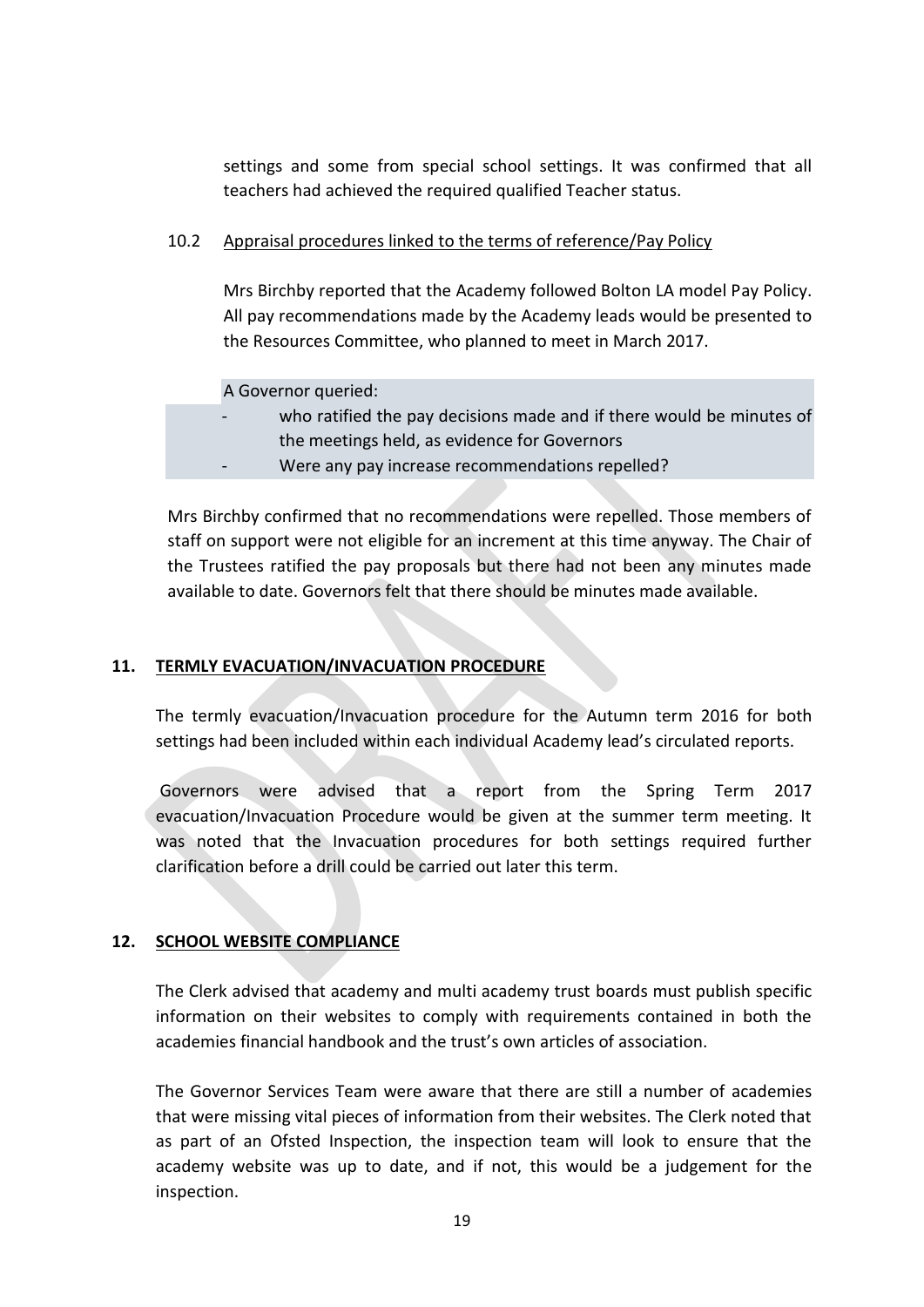settings and some from special school settings. It was confirmed that all teachers had achieved the required qualified Teacher status.

10.2 Appraisal procedures linked to the terms of reference/Pay Policy

Mrs Birchby reported that the Academy followed Bolton LA model Pay Policy. All pay recommendations made by the Academy leads would be presented to the Resources Committee, who planned to meet in March 2017.

A Governor queried:

- who ratified the pay decisions made and if there would be minutes of the meetings held, as evidence for Governors
- Were any pay increase recommendations repelled?

Mrs Birchby confirmed that no recommendations were repelled. Those members of staff on support were not eligible for an increment at this time anyway. The Chair of the Trustees ratified the pay proposals but there had not been any minutes made available to date. Governors felt that there should be minutes made available.

## 11. TERMLY EVACUATION/INVACUATION PROCEDURE

The termly evacuation/Invacuation procedure for the Autumn term 2016 for both settings had been included within each individual Academy lead's circulated reports.

Governors were advised that a report from the Spring Term 2017 evacuation/Invacuation Procedure would be given at the summer term meeting. It was noted that the Invacuation procedures for both settings required further clarification before a drill could be carried out later this term.

## 12. SCHOOL WEBSITE COMPLIANCE

The Clerk advised that academy and multi academy trust boards must publish specific information on their websites to comply with requirements contained in both the academies financial handbook and the trust's own articles of association.

The Governor Services Team were aware that there are still a number of academies that were missing vital pieces of information from their websites. The Clerk noted that as part of an Ofsted Inspection, the inspection team will look to ensure that the academy website was up to date, and if not, this would be a judgement for the inspection.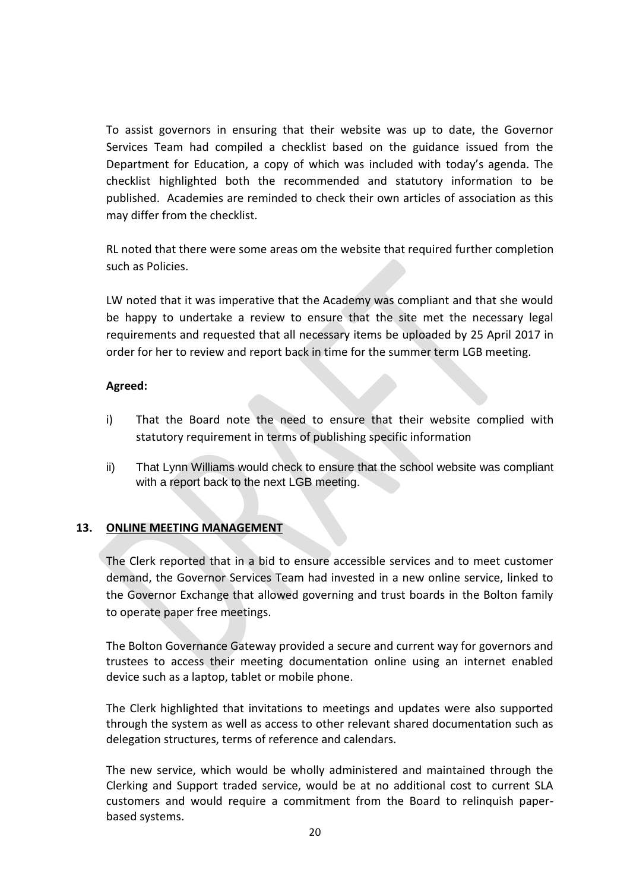To assist governors in ensuring that their website was up to date, the Governor Services Team had compiled a checklist based on the guidance issued from the Department for Education, a copy of which was included with today's agenda. The checklist highlighted both the recommended and statutory information to be published. Academies are reminded to check their own articles of association as this may differ from the checklist.

RL noted that there were some areas om the website that required further completion such as Policies.

LW noted that it was imperative that the Academy was compliant and that she would be happy to undertake a review to ensure that the site met the necessary legal requirements and requested that all necessary items be uploaded by 25 April 2017 in order for her to review and report back in time for the summer term LGB meeting.

**Agreed:**

i) That the Board note the need to ensure that their website complied with statutory requirement in terms of publishing specific information

ii) That Lynn Williams would check to ensure that the school website was compliant with a report back to the next LGB meeting.

## 13. ONLINE MEETING MANAGEMENT

The Clerk reported that in a bid to ensure accessible services and to meet customer demand, the Governor Services Team had invested in a new online service, linked to the Governor Exchange that allowed governing and trust boards in the Bolton family to operate paper free meetings.

The Bolton Governance Gateway provided a secure and current way for governors and trustees to access their meeting documentation online using an internet enabled device such as a laptop, tablet or mobile phone.

The Clerk highlighted that invitations to meetings and updates were also supported through the system as well as access to other relevant shared documentation such as delegation structures, terms of reference and calendars.

The new service, which would be wholly administered and maintained through the Clerking and Support traded service, would be at no additional cost to current SLA customers and would require a commitment from the Board to relinquish paper-based systems.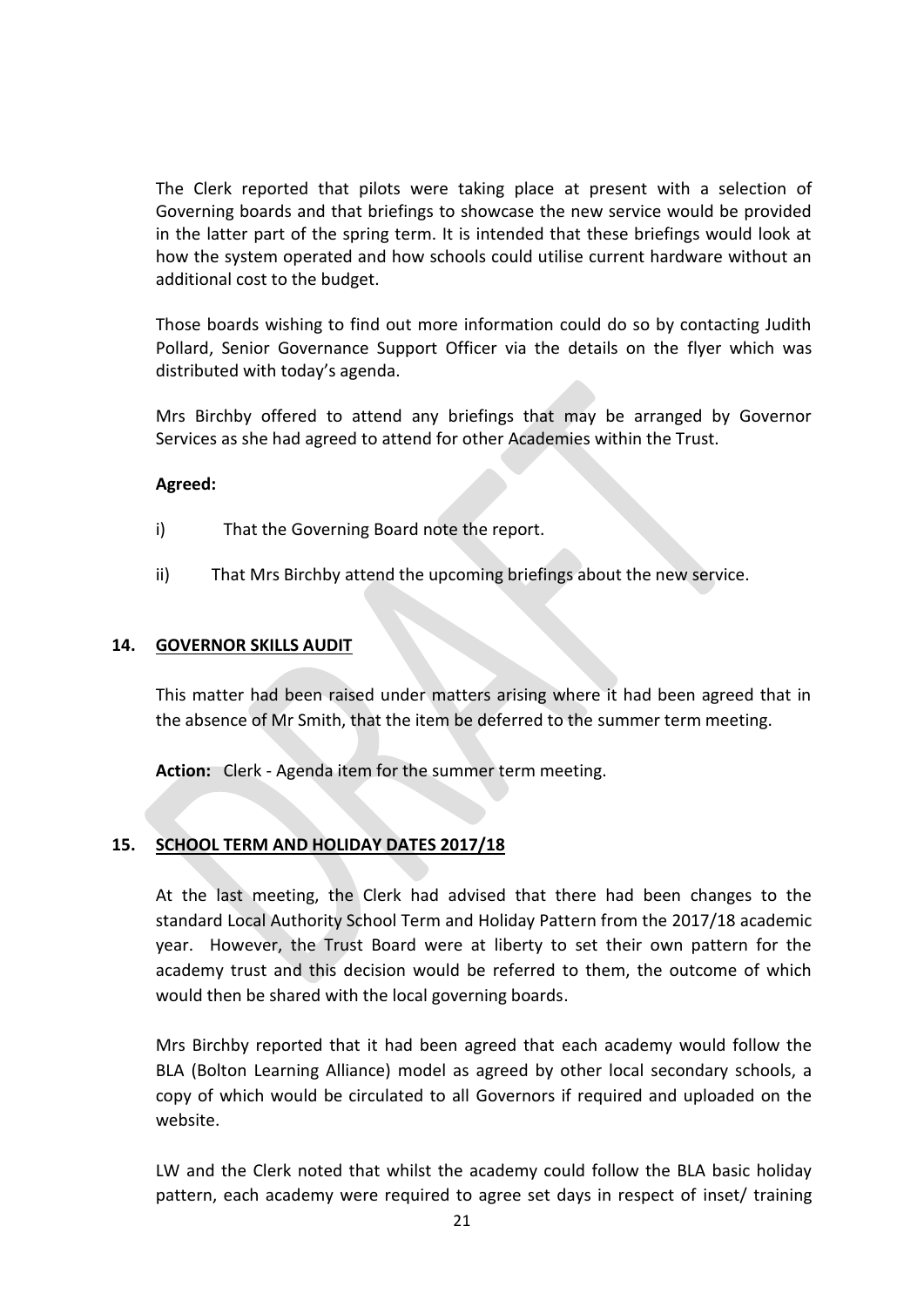The Clerk reported that pilots were taking place at present with a selection of Governing boards and that briefings to showcase the new service would be provided in the latter part of the spring term. It is intended that these briefings would look at how the system operated and how schools could utilise current hardware without an additional cost to the budget.

Those boards wishing to find out more information could do so by contacting Judith Pollard, Senior Governance Support Officer via the details on the flyer which was distributed with today's agenda.

Mrs Birchby offered to attend any briefings that may be arranged by Governor Services as she had agreed to attend for other Academies within the Trust.

**Agreed:**

i) That the Governing Board note the report.

ii) That Mrs Birchby attend the upcoming briefings about the new service.

## 14. GOVERNOR SKILLS AUDIT

This matter had been raised under matters arising where it had been agreed that in the absence of Mr Smith, that the item be deferred to the summer term meeting.

**Action:** Clerk - Agenda item for the summer term meeting.

## 15. SCHOOL TERM AND HOLIDAY DATES 2017/18

At the last meeting, the Clerk had advised that there had been changes to the standard Local Authority School Term and Holiday Pattern from the 2017/18 academic year. However, the Trust Board were at liberty to set their own pattern for the academy trust and this decision would be referred to them, the outcome of which would then be shared with the local governing boards.

Mrs Birchby reported that it had been agreed that each academy would follow the BLA (Bolton Learning Alliance) model as agreed by other local secondary schools, a copy of which would be circulated to all Governors if required and uploaded on the website.

LW and the Clerk noted that whilst the academy could follow the BLA basic holiday pattern, each academy were required to agree set days in respect of inset/ training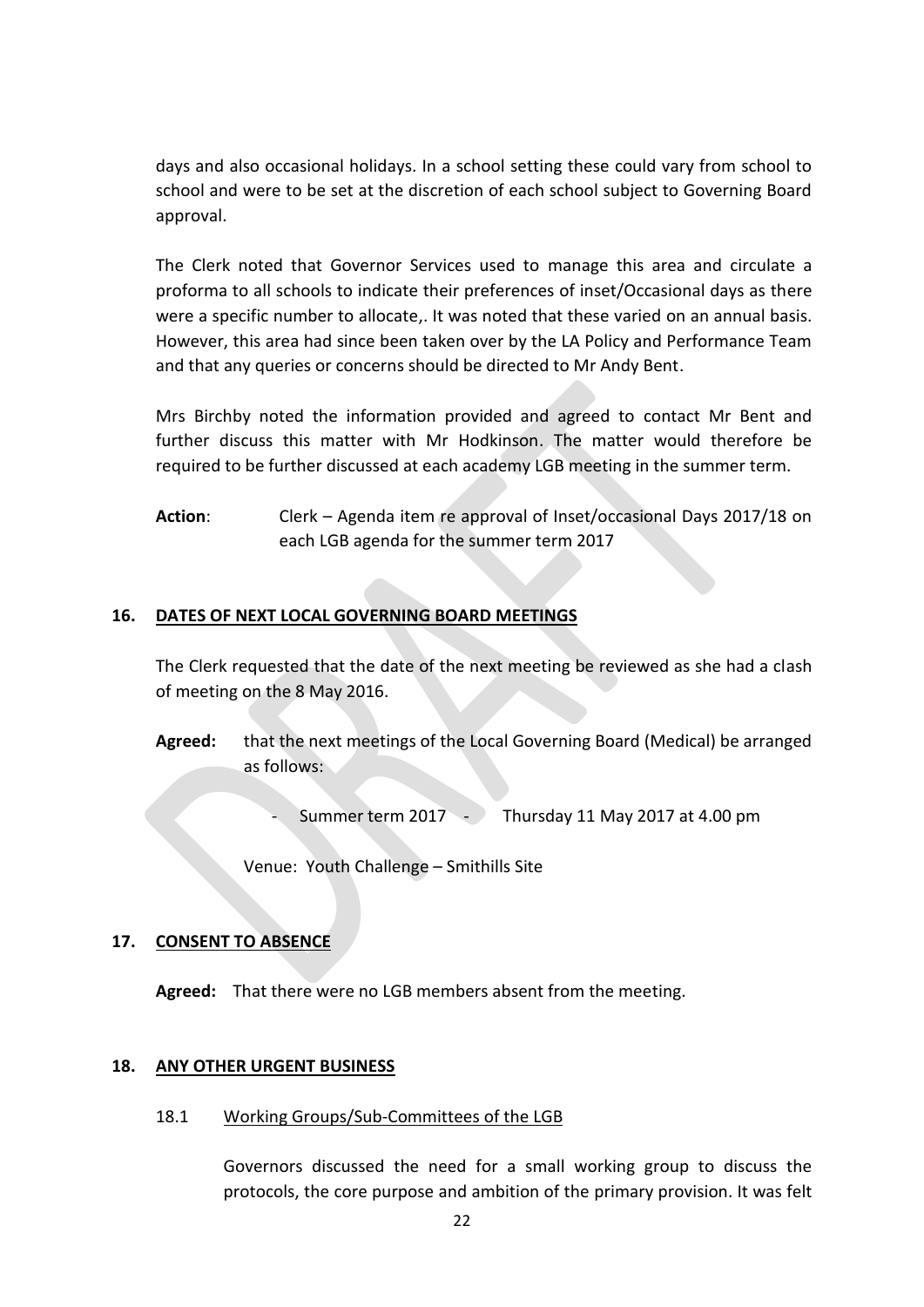days and also occasional holidays. In a school setting these could vary from school to school and were to be set at the discretion of each school subject to Governing Board approval.

The Clerk noted that Governor Services used to manage this area and circulate a proforma to all schools to indicate their preferences of inset/Occasional days as there were a specific number to allocate,. It was noted that these varied on an annual basis. However, this area had since been taken over by the LA Policy and Performance Team and that any queries or concerns should be directed to Mr Andy Bent.

Mrs Birchby noted the information provided and agreed to contact Mr Bent and further discuss this matter with Mr Hodkinson. The matter would therefore be required to be further discussed at each academy LGB meeting in the summer term.

**Action**: Clerk – Agenda item re approval of Inset/occasional Days 2017/18 on each LGB agenda for the summer term 2017

## 16. DATES OF NEXT LOCAL GOVERNING BOARD MEETINGS

The Clerk requested that the date of the next meeting be reviewed as she had a clash of meeting on the 8 May 2016.

**Agreed:** that the next meetings of the Local Governing Board (Medical) be arranged as follows:

- Summer term 2017 - Thursday 11 May 2017 at 4.00 pm

Venue: Youth Challenge – Smithills Site

## 17. CONSENT TO ABSENCE

**Agreed:** That there were no LGB members absent from the meeting.

## 18. ANY OTHER URGENT BUSINESS

### 18.1 Working Groups/Sub-Committees of the LGB

Governors discussed the need for a small working group to discuss the protocols, the core purpose and ambition of the primary provision. It was felt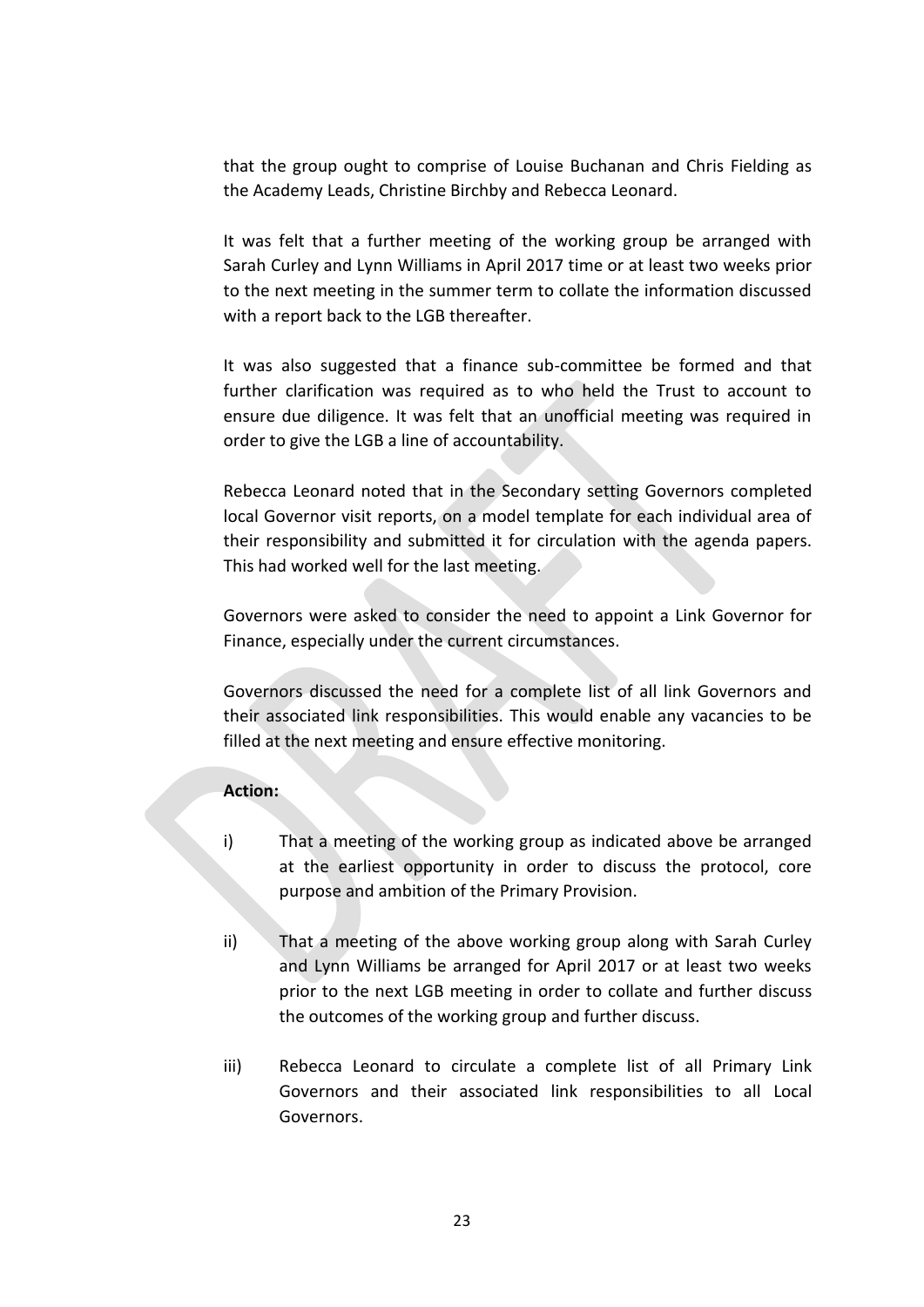that the group ought to comprise of Louise Buchanan and Chris Fielding as the Academy Leads, Christine Birchby and Rebecca Leonard.

It was felt that a further meeting of the working group be arranged with Sarah Curley and Lynn Williams in April 2017 time or at least two weeks prior to the next meeting in the summer term to collate the information discussed with a report back to the LGB thereafter.

It was also suggested that a finance sub-committee be formed and that further clarification was required as to who held the Trust to account to ensure due diligence. It was felt that an unofficial meeting was required in order to give the LGB a line of accountability.

Rebecca Leonard noted that in the Secondary setting Governors completed local Governor visit reports, on a model template for each individual area of their responsibility and submitted it for circulation with the agenda papers. This had worked well for the last meeting.

Governors were asked to consider the need to appoint a Link Governor for Finance, especially under the current circumstances.

Governors discussed the need for a complete list of all link Governors and their associated link responsibilities. This would enable any vacancies to be filled at the next meeting and ensure effective monitoring.

**Action:**

i) That a meeting of the working group as indicated above be arranged at the earliest opportunity in order to discuss the protocol, core purpose and ambition of the Primary Provision.

ii) That a meeting of the above working group along with Sarah Curley and Lynn Williams be arranged for April 2017 or at least two weeks prior to the next LGB meeting in order to collate and further discuss the outcomes of the working group and further discuss.

iii) Rebecca Leonard to circulate a complete list of all Primary Link Governors and their associated link responsibilities to all Local Governors.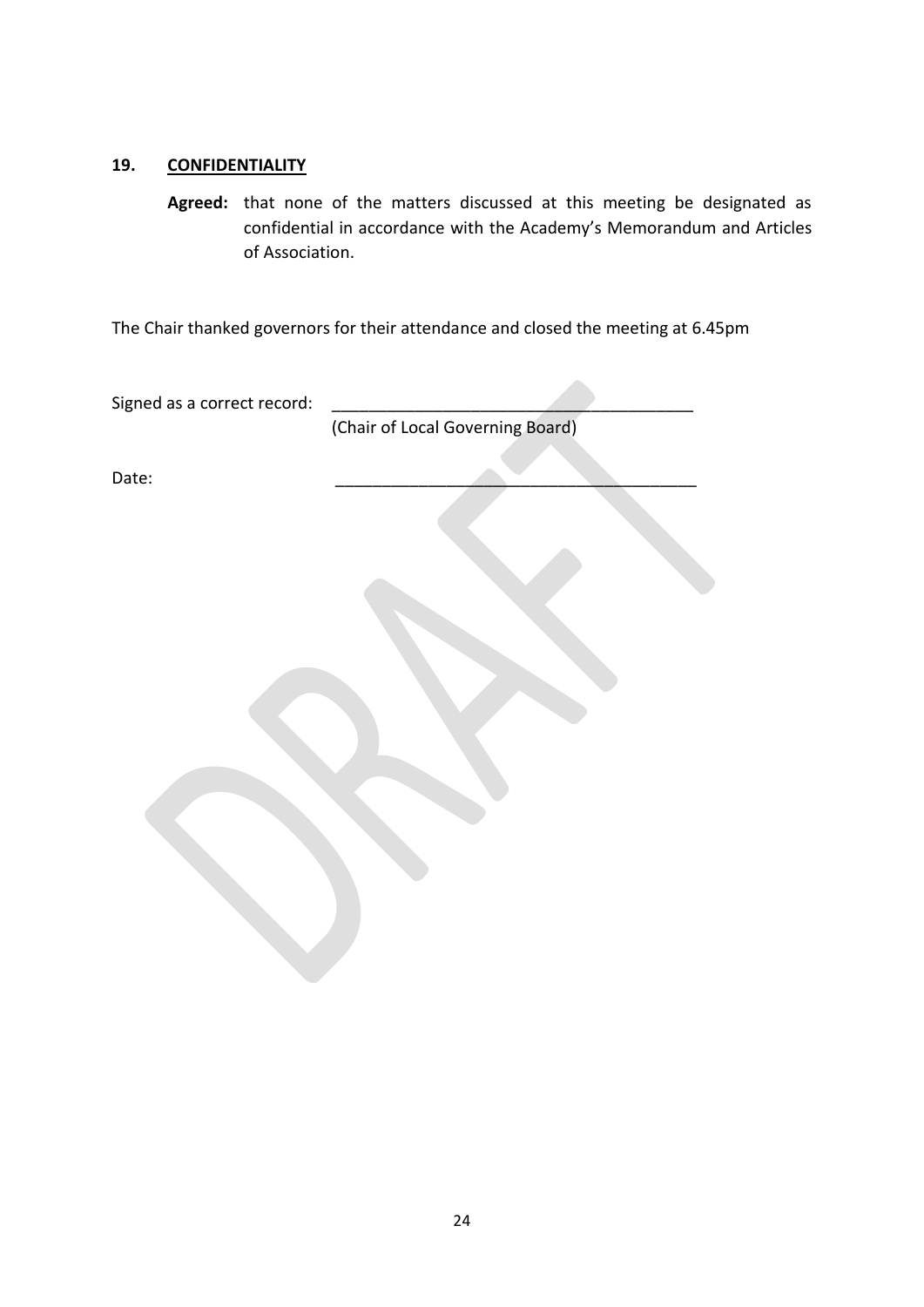## 19. CONFIDENTIALITY

**Agreed:** that none of the matters discussed at this meeting be designated as confidential in accordance with the Academy's Memorandum and Articles of Association.

The Chair thanked governors for their attendance and closed the meeting at 6.45pm

Signed as a correct record: ________________________________________

(Chair of Local Governing Board)

Date: ________________________________________